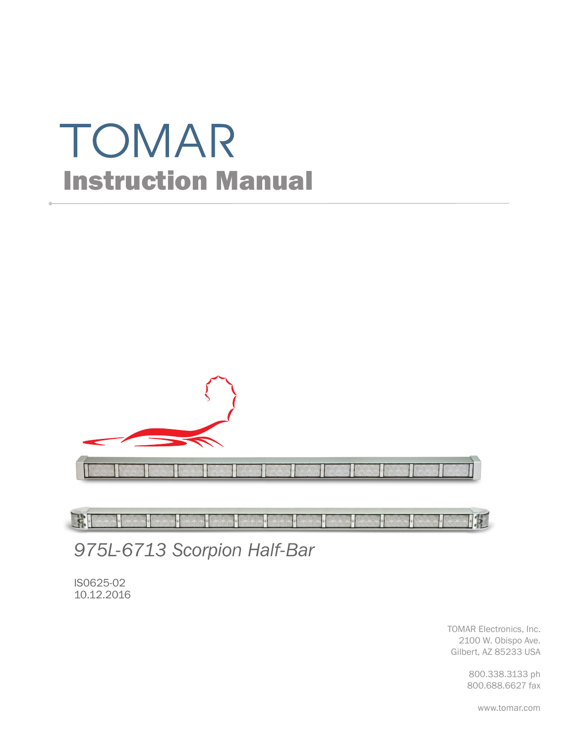# TOMAR

## Instruction Manual

*975L-6713 Scorpion Half-Bar*

IS0625-02
10.12.2016

TOMAR Electronics, Inc.
2100 W. Obispo Ave.
Gilbert, AZ 85233 USA

800.338.3133 ph
800.688.6627 fax

www.tomar.com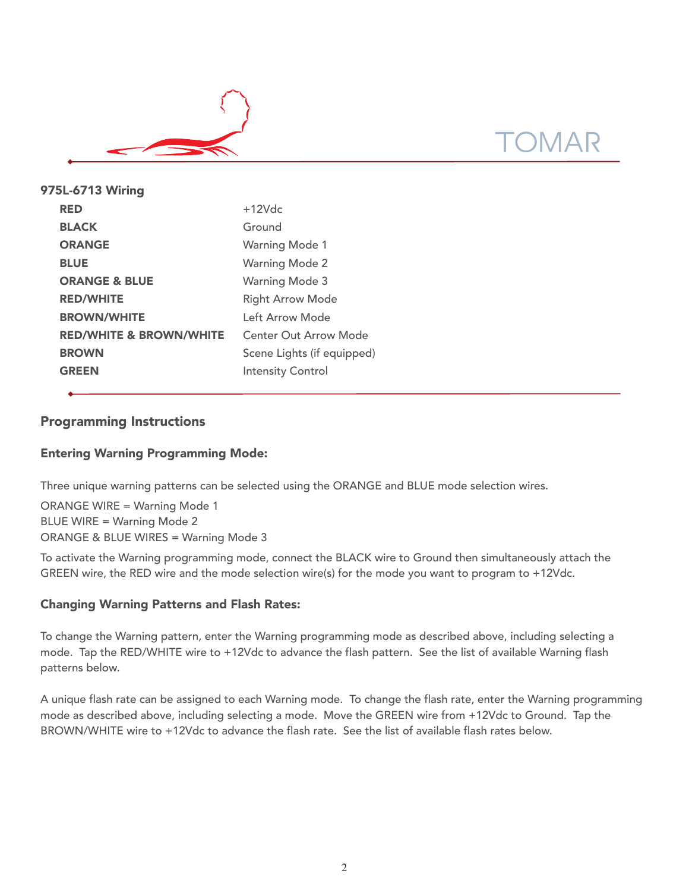## 975L-6713 Wiring

| Wire | Function |
|---|---|
| **RED** | +12Vdc |
| **BLACK** | Ground |
| **ORANGE** | Warning Mode 1 |
| **BLUE** | Warning Mode 2 |
| **ORANGE & BLUE** | Warning Mode 3 |
| **RED/WHITE** | Right Arrow Mode |
| **BROWN/WHITE** | Left Arrow Mode |
| **RED/WHITE & BROWN/WHITE** | Center Out Arrow Mode |
| **BROWN** | Scene Lights (if equipped) |
| **GREEN** | Intensity Control |

## Programming Instructions

### Entering Warning Programming Mode:

Three unique warning patterns can be selected using the ORANGE and BLUE mode selection wires.

ORANGE WIRE = Warning Mode 1
BLUE WIRE = Warning Mode 2
ORANGE & BLUE WIRES = Warning Mode 3

To activate the Warning programming mode, connect the BLACK wire to Ground then simultaneously attach the GREEN wire, the RED wire and the mode selection wire(s) for the mode you want to program to +12Vdc.

### Changing Warning Patterns and Flash Rates:

To change the Warning pattern, enter the Warning programming mode as described above, including selecting a mode. Tap the RED/WHITE wire to +12Vdc to advance the flash pattern. See the list of available Warning flash patterns below.

A unique flash rate can be assigned to each Warning mode. To change the flash rate, enter the Warning programming mode as described above, including selecting a mode. Move the GREEN wire from +12Vdc to Ground. Tap the BROWN/WHITE wire to +12Vdc to advance the flash rate. See the list of available flash rates below.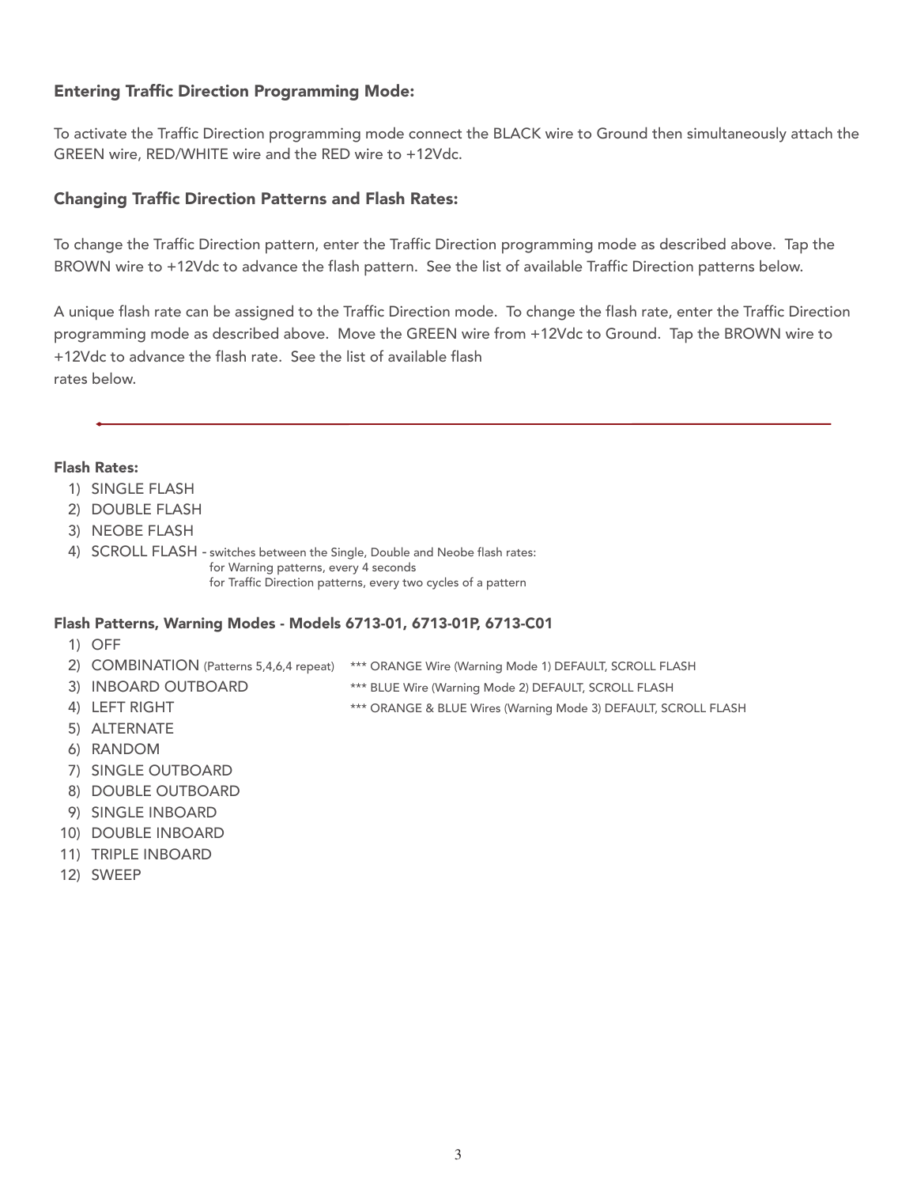### Entering Traffic Direction Programming Mode:

To activate the Traffic Direction programming mode connect the BLACK wire to Ground then simultaneously attach the GREEN wire, RED/WHITE wire and the RED wire to +12Vdc.

### Changing Traffic Direction Patterns and Flash Rates:

To change the Traffic Direction pattern, enter the Traffic Direction programming mode as described above. Tap the BROWN wire to +12Vdc to advance the flash pattern. See the list of available Traffic Direction patterns below.

A unique flash rate can be assigned to the Traffic Direction mode. To change the flash rate, enter the Traffic Direction programming mode as described above. Move the GREEN wire from +12Vdc to Ground. Tap the BROWN wire to +12Vdc to advance the flash rate. See the list of available flash rates below.

---

### Flash Rates:

1) SINGLE FLASH
2) DOUBLE FLASH
3) NEOBE FLASH
4) SCROLL FLASH - switches between the Single, Double and Neobe flash rates:
   for Warning patterns, every 4 seconds
   for Traffic Direction patterns, every two cycles of a pattern

### Flash Patterns, Warning Modes - Models 6713-01, 6713-01P, 6713-C01

1) OFF
2) COMBINATION (Patterns 5,4,6,4 repeat) *** ORANGE Wire (Warning Mode 1) DEFAULT, SCROLL FLASH
3) INBOARD OUTBOARD *** BLUE Wire (Warning Mode 2) DEFAULT, SCROLL FLASH
4) LEFT RIGHT *** ORANGE & BLUE Wires (Warning Mode 3) DEFAULT, SCROLL FLASH
5) ALTERNATE
6) RANDOM
7) SINGLE OUTBOARD
8) DOUBLE OUTBOARD
9) SINGLE INBOARD
10) DOUBLE INBOARD
11) TRIPLE INBOARD
12) SWEEP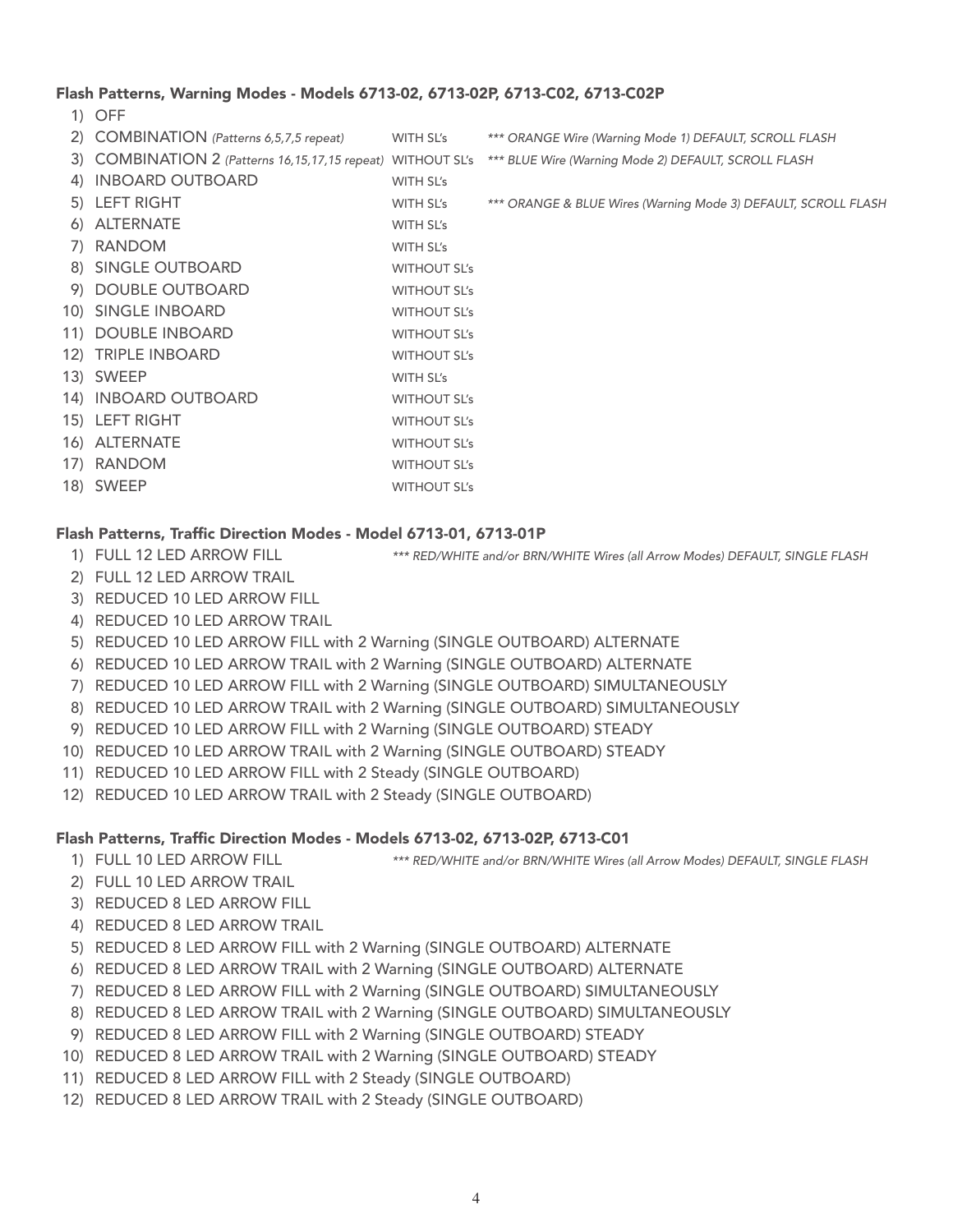### Flash Patterns, Warning Modes - Models 6713-02, 6713-02P, 6713-C02, 6713-C02P

| # | Pattern | SL's | Notes |
|---|---|---|---|
| 1) | OFF | | |
| 2) | COMBINATION *(Patterns 6,5,7,5 repeat)* | WITH SL's | *** ORANGE Wire (Warning Mode 1) DEFAULT, SCROLL FLASH* |
| 3) | COMBINATION 2 *(Patterns 16,15,17,15 repeat)* | WITHOUT SL's | *** BLUE Wire (Warning Mode 2) DEFAULT, SCROLL FLASH* |
| 4) | INBOARD OUTBOARD | WITH SL's | |
| 5) | LEFT RIGHT | WITH SL's | *** ORANGE & BLUE Wires (Warning Mode 3) DEFAULT, SCROLL FLASH* |
| 6) | ALTERNATE | WITH SL's | |
| 7) | RANDOM | WITH SL's | |
| 8) | SINGLE OUTBOARD | WITHOUT SL's | |
| 9) | DOUBLE OUTBOARD | WITHOUT SL's | |
| 10) | SINGLE INBOARD | WITHOUT SL's | |
| 11) | DOUBLE INBOARD | WITHOUT SL's | |
| 12) | TRIPLE INBOARD | WITHOUT SL's | |
| 13) | SWEEP | WITH SL's | |
| 14) | INBOARD OUTBOARD | WITHOUT SL's | |
| 15) | LEFT RIGHT | WITHOUT SL's | |
| 16) | ALTERNATE | WITHOUT SL's | |
| 17) | RANDOM | WITHOUT SL's | |
| 18) | SWEEP | WITHOUT SL's | |

### Flash Patterns, Traffic Direction Modes - Model 6713-01, 6713-01P

1) FULL 12 LED ARROW FILL *** RED/WHITE and/or BRN/WHITE Wires (all Arrow Modes) DEFAULT, SINGLE FLASH*
2) FULL 12 LED ARROW TRAIL
3) REDUCED 10 LED ARROW FILL
4) REDUCED 10 LED ARROW TRAIL
5) REDUCED 10 LED ARROW FILL with 2 Warning (SINGLE OUTBOARD) ALTERNATE
6) REDUCED 10 LED ARROW TRAIL with 2 Warning (SINGLE OUTBOARD) ALTERNATE
7) REDUCED 10 LED ARROW FILL with 2 Warning (SINGLE OUTBOARD) SIMULTANEOUSLY
8) REDUCED 10 LED ARROW TRAIL with 2 Warning (SINGLE OUTBOARD) SIMULTANEOUSLY
9) REDUCED 10 LED ARROW FILL with 2 Warning (SINGLE OUTBOARD) STEADY
10) REDUCED 10 LED ARROW TRAIL with 2 Warning (SINGLE OUTBOARD) STEADY
11) REDUCED 10 LED ARROW FILL with 2 Steady (SINGLE OUTBOARD)
12) REDUCED 10 LED ARROW TRAIL with 2 Steady (SINGLE OUTBOARD)

### Flash Patterns, Traffic Direction Modes - Models 6713-02, 6713-02P, 6713-C01

1) FULL 10 LED ARROW FILL *** RED/WHITE and/or BRN/WHITE Wires (all Arrow Modes) DEFAULT, SINGLE FLASH*
2) FULL 10 LED ARROW TRAIL
3) REDUCED 8 LED ARROW FILL
4) REDUCED 8 LED ARROW TRAIL
5) REDUCED 8 LED ARROW FILL with 2 Warning (SINGLE OUTBOARD) ALTERNATE
6) REDUCED 8 LED ARROW TRAIL with 2 Warning (SINGLE OUTBOARD) ALTERNATE
7) REDUCED 8 LED ARROW FILL with 2 Warning (SINGLE OUTBOARD) SIMULTANEOUSLY
8) REDUCED 8 LED ARROW TRAIL with 2 Warning (SINGLE OUTBOARD) SIMULTANEOUSLY
9) REDUCED 8 LED ARROW FILL with 2 Warning (SINGLE OUTBOARD) STEADY
10) REDUCED 8 LED ARROW TRAIL with 2 Warning (SINGLE OUTBOARD) STEADY
11) REDUCED 8 LED ARROW FILL with 2 Steady (SINGLE OUTBOARD)
12) REDUCED 8 LED ARROW TRAIL with 2 Steady (SINGLE OUTBOARD)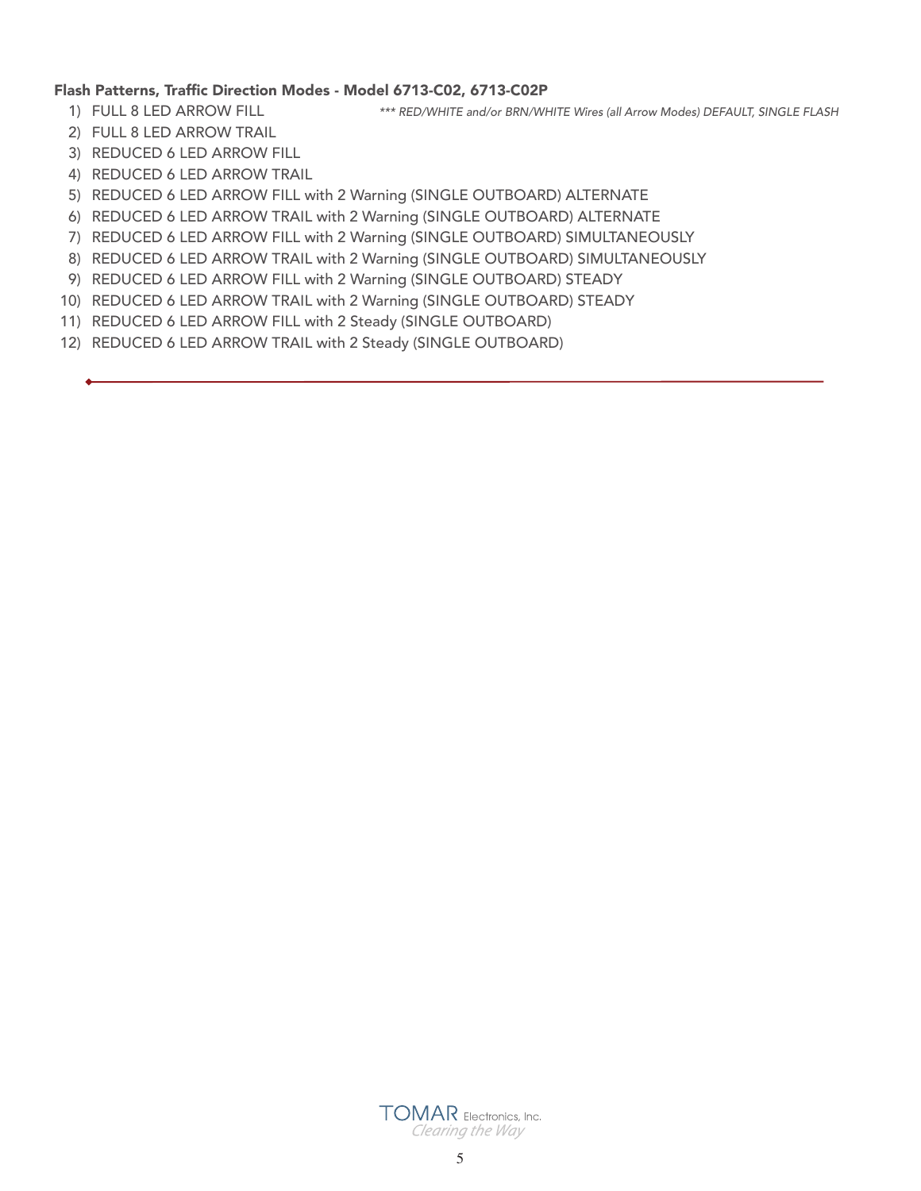### Flash Patterns, Traffic Direction Modes - Model 6713-C02, 6713-C02P

1) FULL 8 LED ARROW FILL *** RED/WHITE and/or BRN/WHITE Wires (all Arrow Modes) DEFAULT, SINGLE FLASH*
2) FULL 8 LED ARROW TRAIL
3) REDUCED 6 LED ARROW FILL
4) REDUCED 6 LED ARROW TRAIL
5) REDUCED 6 LED ARROW FILL with 2 Warning (SINGLE OUTBOARD) ALTERNATE
6) REDUCED 6 LED ARROW TRAIL with 2 Warning (SINGLE OUTBOARD) ALTERNATE
7) REDUCED 6 LED ARROW FILL with 2 Warning (SINGLE OUTBOARD) SIMULTANEOUSLY
8) REDUCED 6 LED ARROW TRAIL with 2 Warning (SINGLE OUTBOARD) SIMULTANEOUSLY
9) REDUCED 6 LED ARROW FILL with 2 Warning (SINGLE OUTBOARD) STEADY
10) REDUCED 6 LED ARROW TRAIL with 2 Warning (SINGLE OUTBOARD) STEADY
11) REDUCED 6 LED ARROW FILL with 2 Steady (SINGLE OUTBOARD)
12) REDUCED 6 LED ARROW TRAIL with 2 Steady (SINGLE OUTBOARD)

TOMAR Electronics, Inc.
*Clearing the Way*